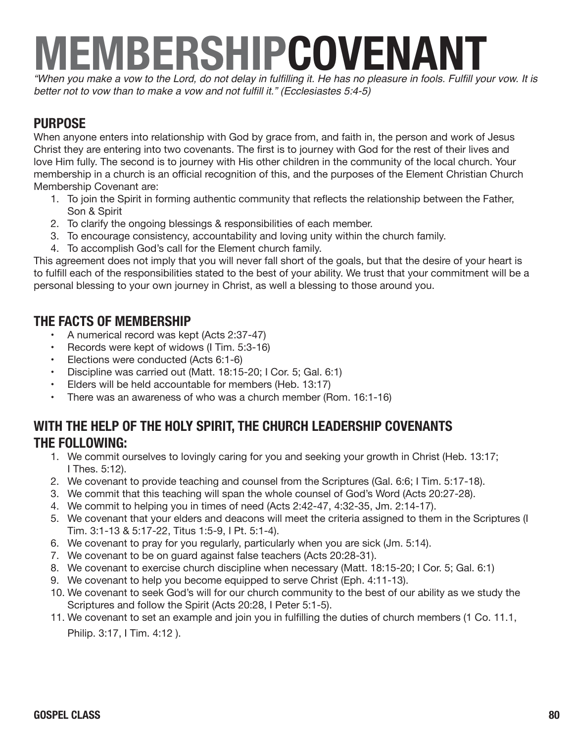# MEMBERSHIPCOVENANT

*"When you make a vow to the Lord, do not delay in fulfilling it. He has no pleasure in fools. Fulfill your vow. It is better not to vow than to make a vow and not fulfill it." (Ecclesiastes 5:4-5)*

## PURPOSE

When anyone enters into relationship with God by grace from, and faith in, the person and work of Jesus Christ they are entering into two covenants. The first is to journey with God for the rest of their lives and love Him fully. The second is to journey with His other children in the community of the local church. Your membership in a church is an official recognition of this, and the purposes of the Element Christian Church Membership Covenant are:

1. To join the Spirit in forming authentic community that reflects the relationship between the Father, Son & Spirit
2. To clarify the ongoing blessings & responsibilities of each member.
3. To encourage consistency, accountability and loving unity within the church family.
4. To accomplish God's call for the Element church family.

This agreement does not imply that you will never fall short of the goals, but that the desire of your heart is to fulfill each of the responsibilities stated to the best of your ability. We trust that your commitment will be a personal blessing to your own journey in Christ, as well a blessing to those around you.

## THE FACTS OF MEMBERSHIP

- A numerical record was kept (Acts 2:37-47)
- Records were kept of widows (I Tim. 5:3-16)
- Elections were conducted (Acts 6:1-6)
- Discipline was carried out (Matt. 18:15-20; I Cor. 5; Gal. 6:1)
- Elders will be held accountable for members (Heb. 13:17)
- There was an awareness of who was a church member (Rom. 16:1-16)

## WITH THE HELP OF THE HOLY SPIRIT, THE CHURCH LEADERSHIP COVENANTS THE FOLLOWING:

1. We commit ourselves to lovingly caring for you and seeking your growth in Christ (Heb. 13:17; I Thes. 5:12).
2. We covenant to provide teaching and counsel from the Scriptures (Gal. 6:6; I Tim. 5:17-18).
3. We commit that this teaching will span the whole counsel of God's Word (Acts 20:27-28).
4. We commit to helping you in times of need (Acts 2:42-47, 4:32-35, Jm. 2:14-17).
5. We covenant that your elders and deacons will meet the criteria assigned to them in the Scriptures (I Tim. 3:1-13 & 5:17-22, Titus 1:5-9, I Pt. 5:1-4).
6. We covenant to pray for you regularly, particularly when you are sick (Jm. 5:14).
7. We covenant to be on guard against false teachers (Acts 20:28-31).
8. We covenant to exercise church discipline when necessary (Matt. 18:15-20; I Cor. 5; Gal. 6:1)
9. We covenant to help you become equipped to serve Christ (Eph. 4:11-13).
10. We covenant to seek God's will for our church community to the best of our ability as we study the Scriptures and follow the Spirit (Acts 20:28, I Peter 5:1-5).
11. We covenant to set an example and join you in fulfilling the duties of church members (1 Co. 11.1, Philip. 3:17, I Tim. 4:12 ).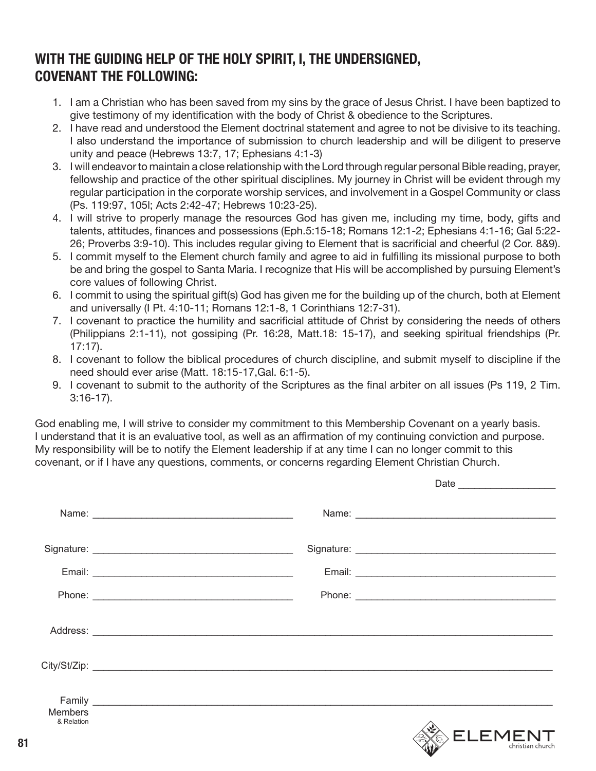## WITH THE GUIDING HELP OF THE HOLY SPIRIT, I, THE UNDERSIGNED, COVENANT THE FOLLOWING:

1. I am a Christian who has been saved from my sins by the grace of Jesus Christ. I have been baptized to give testimony of my identification with the body of Christ & obedience to the Scriptures.
2. I have read and understood the Element doctrinal statement and agree to not be divisive to its teaching. I also understand the importance of submission to church leadership and will be diligent to preserve unity and peace (Hebrews 13:7, 17; Ephesians 4:1-3)
3. I will endeavor to maintain a close relationship with the Lord through regular personal Bible reading, prayer, fellowship and practice of the other spiritual disciplines. My journey in Christ will be evident through my regular participation in the corporate worship services, and involvement in a Gospel Community or class (Ps. 119:97, 105l; Acts 2:42-47; Hebrews 10:23-25).
4. I will strive to properly manage the resources God has given me, including my time, body, gifts and talents, attitudes, finances and possessions (Eph.5:15-18; Romans 12:1-2; Ephesians 4:1-16; Gal 5:22-26; Proverbs 3:9-10). This includes regular giving to Element that is sacrificial and cheerful (2 Cor. 8&9).
5. I commit myself to the Element church family and agree to aid in fulfilling its missional purpose to both be and bring the gospel to Santa Maria. I recognize that His will be accomplished by pursuing Element's core values of following Christ.
6. I commit to using the spiritual gift(s) God has given me for the building up of the church, both at Element and universally (I Pt. 4:10-11; Romans 12:1-8, 1 Corinthians 12:7-31).
7. I covenant to practice the humility and sacrificial attitude of Christ by considering the needs of others (Philippians 2:1-11), not gossiping (Pr. 16:28, Matt.18: 15-17), and seeking spiritual friendships (Pr. 17:17).
8. I covenant to follow the biblical procedures of church discipline, and submit myself to discipline if the need should ever arise (Matt. 18:15-17,Gal. 6:1-5).
9. I covenant to submit to the authority of the Scriptures as the final arbiter on all issues (Ps 119, 2 Tim. 3:16-17).

God enabling me, I will strive to consider my commitment to this Membership Covenant on a yearly basis. I understand that it is an evaluative tool, as well as an affirmation of my continuing conviction and purpose. My responsibility will be to notify the Element leadership if at any time I can no longer commit to this covenant, or if I have any questions, comments, or concerns regarding Element Christian Church.

Date ___________________

Name: ______________________________________ Name: ______________________________________

Signature: ______________________________________ Signature: ______________________________________

Email: ______________________________________ Email: ______________________________________

Phone: ______________________________________ Phone: ______________________________________

Address: ____________________________________________________________________________________

City/St/Zip: __________________________________________________________________________________

Family Members & Relation ____________________________________________________________________

ELEMENT christian church